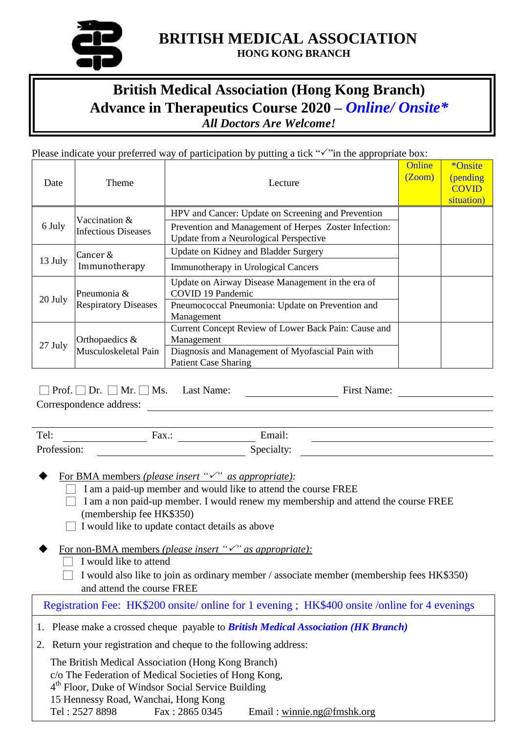# BRITISH MEDICAL ASSOCIATION
**HONG KONG BRANCH**

## British Medical Association (Hong Kong Branch)
## Advance in Therapeutics Course 2020 – *Online/ Onsite**
***All Doctors Are Welcome!***

Please indicate your preferred way of participation by putting a tick "✓"in the appropriate box:

| Date | Theme | Lecture | Online (Zoom) | *Onsite (pending COVID situation) |
|---|---|---|---|---|
| 6 July | Vaccination & Infectious Diseases | HPV and Cancer: Update on Screening and Prevention | | |
| | | Prevention and Management of Herpes Zoster Infection: Update from a Neurological Perspective | | |
| 13 July | Cancer & Immunotherapy | Update on Kidney and Bladder Surgery | | |
| | | Immunotherapy in Urological Cancers | | |
| 20 July | Pneumonia & Respiratory Diseases | Update on Airway Disease Management in the era of COVID 19 Pandemic | | |
| | | Pneumococcal Pneumonia: Update on Prevention and Management | | |
| 27 July | Orthopaedics & Musculoskeletal Pain | Current Concept Review of Lower Back Pain: Cause and Management | | |
| | | Diagnosis and Management of Myofascial Pain with Patient Case Sharing | | |

☐ Prof. ☐ Dr. ☐ Mr. ☐ Ms. Last Name: ________________ First Name: ________________

Correspondence address: ____________________________________________

____________________________________________

Tel: ______________ Fax.: ______________ Email: ______________________

Profession: ______________________ Specialty: ______________________

- For BMA members *(please insert "✓" as appropriate):*
  - ☐ I am a paid-up member and would like to attend the course FREE
  - ☐ I am a non paid-up member. I would renew my membership and attend the course FREE (membership fee HK$350)
  - ☐ I would like to update contact details as above

- For non-BMA members *(please insert "✓" as appropriate):*
  - ☐ I would like to attend
  - ☐ I would also like to join as ordinary member / associate member (membership fees HK$350) and attend the course FREE

Registration Fee: HK$200 onsite/ online for 1 evening ; HK$400 onsite /online for 4 evenings

1. Please make a crossed cheque payable to ***British Medical Association (HK Branch)***
2. Return your registration and cheque to the following address:

The British Medical Association (Hong Kong Branch)
c/o The Federation of Medical Societies of Hong Kong,
4th Floor, Duke of Windsor Social Service Building
15 Hennessy Road, Wanchai, Hong Kong
Tel : 2527 8898 Fax : 2865 0345 Email : winnie.ng@fmshk.org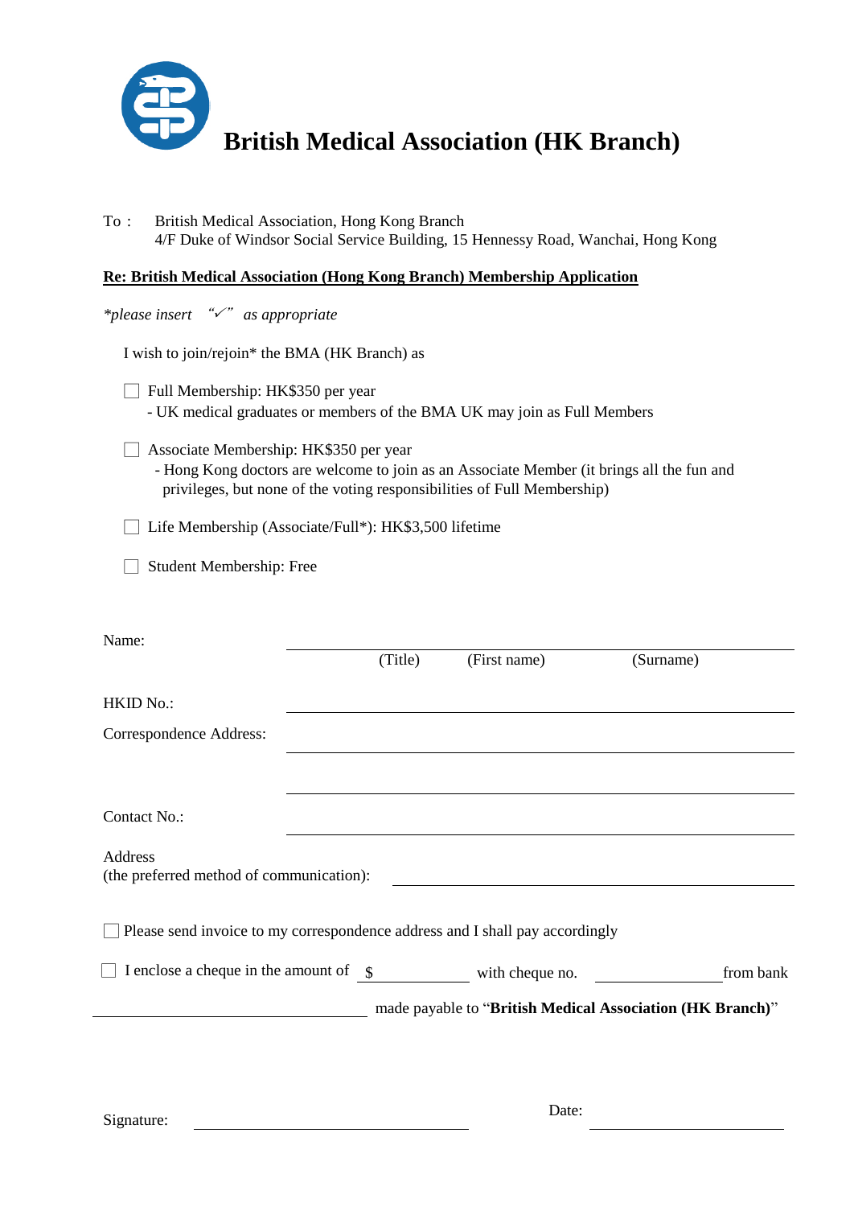# British Medical Association (HK Branch)

To : British Medical Association, Hong Kong Branch
4/F Duke of Windsor Social Service Building, 15 Hennessy Road, Wanchai, Hong Kong

**Re: British Medical Association (Hong Kong Branch) Membership Application**

*\*please insert "✓" as appropriate*

I wish to join/rejoin* the BMA (HK Branch) as

☐ Full Membership: HK$350 per year
- UK medical graduates or members of the BMA UK may join as Full Members

☐ Associate Membership: HK$350 per year
- Hong Kong doctors are welcome to join as an Associate Member (it brings all the fun and privileges, but none of the voting responsibilities of Full Membership)

☐ Life Membership (Associate/Full*): HK$3,500 lifetime

☐ Student Membership: Free

Name: ______________________________________
(Title) (First name) (Surname)

HKID No.: ______________________________________

Correspondence Address: ______________________________________

______________________________________

Contact No.: ______________________________________

Address
(the preferred method of communication): ______________________________________

☐ Please send invoice to my correspondence address and I shall pay accordingly

☐ I enclose a cheque in the amount of $ ____________ with cheque no. ____________ from bank ______________________ made payable to "**British Medical Association (HK Branch)**"

Signature: ______________________ Date: ______________________